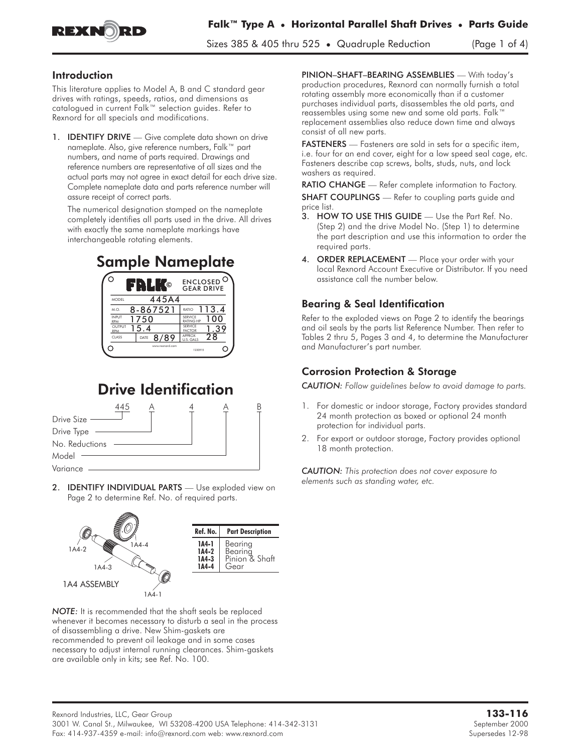# Falk™ Type A • Horizontal Parallel Shaft Drives • Parts Guide

Sizes 385 & 405 thru 525 • Quadruple Reduction

## Introduction

This literature applies to Model A, B and C standard gear drives with ratings, speeds, ratios, and dimensions as catalogued in current Falk™ selection guides. Refer to Rexnord for all specials and modifications.

1. **IDENTIFY DRIVE** — Give complete data shown on drive nameplate. Also, give reference numbers, Falk™ part numbers, and name of parts required. Drawings and reference numbers are representative of all sizes and the actual parts may not agree in exact detail for each drive size. Complete nameplate data and parts reference number will assure receipt of correct parts.

   The numerical designation stamped on the nameplate completely identifies all parts used in the drive. All drives with exactly the same nameplate markings have interchangeable rotating elements.

## Sample Nameplate

FALK© ENCLOSED GEAR DRIVE

| | | | |
|---|---|---|---|
| MODEL | 445A4 | | |
| M.O. | 8-867521 | RATIO | 113.4 |
| INPUT RPM | 1750 | SERVICE RATING HP | 100 |
| OUTPUT RPM | 15.4 | SERVICE FACTOR | 1.39 |
| CLASS | DATE 8/89 | APPROX U.S. GALS | 28 |

## Drive Identification

445 A 4 A B

- 445 — Drive Size
- A — Drive Type
- 4 — No. Reductions
- A — Model
- B — Variance

2. **IDENTIFY INDIVIDUAL PARTS** — Use exploded view on Page 2 to determine Ref. No. of required parts.

1A4 ASSEMBLY

| Ref. No. | Part Description |
|---|---|
| 1A4-1 | Bearing |
| 1A4-2 | Bearing |
| 1A4-3 | Pinion & Shaft |
| 1A4-4 | Gear |

*NOTE:* It is recommended that the shaft seals be replaced whenever it becomes necessary to disturb a seal in the process of disassembling a drive. New Shim-gaskets are recommended to prevent oil leakage and in some cases necessary to adjust internal running clearances. Shim-gaskets are available only in kits; see Ref. No. 100.

**PINION–SHAFT–BEARING ASSEMBLIES** — With today's production procedures, Rexnord can normally furnish a total rotating assembly more economically than if a customer purchases individual parts, disassembles the old parts, and reassembles using some new and some old parts. Falk™ replacement assemblies also reduce down time and always consist of all new parts.

**FASTENERS** — Fasteners are sold in sets for a specific item, i.e. four for an end cover, eight for a low speed seal cage, etc. Fasteners describe cap screws, bolts, studs, nuts, and lock washers as required.

**RATIO CHANGE** — Refer complete information to Factory.

**SHAFT COUPLINGS** — Refer to coupling parts guide and price list.

3. **HOW TO USE THIS GUIDE** — Use the Part Ref. No. (Step 2) and the drive Model No. (Step 1) to determine the part description and use this information to order the required parts.
4. **ORDER REPLACEMENT** — Place your order with your local Rexnord Account Executive or Distributor. If you need assistance call the number below.

## Bearing & Seal Identification

Refer to the exploded views on Page 2 to identify the bearings and oil seals by the parts list Reference Number. Then refer to Tables 2 thru 5, Pages 3 and 4, to determine the Manufacturer and Manufacturer's part number.

## Corrosion Protection & Storage

*CAUTION: Follow guidelines below to avoid damage to parts.*

1. For domestic or indoor storage, Factory provides standard 24 month protection as boxed or optional 24 month protection for individual parts.
2. For export or outdoor storage, Factory provides optional 18 month protection.

*CAUTION: This protection does not cover exposure to elements such as standing water, etc.*

Rexnord Industries, LLC, Gear Group
3001 W. Canal St., Milwaukee, WI 53208-4200 USA Telephone: 414-342-3131
Fax: 414-937-4359 e-mail: info@rexnord.com web: www.rexnord.com

**133-116**
September 2000
Supersedes 12-98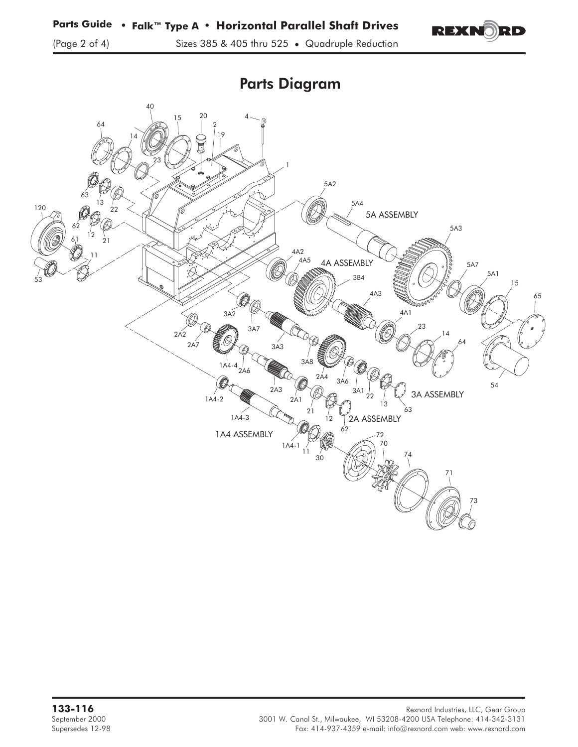# Parts Diagram

40 15 20 4 2 64 19 14 23 1 63 13 22 5A2 5A4 120 62 12 21 5A ASSEMBLY 5A3 61 11 4A2 4A5 4A ASSEMBLY 5A7 53 5A1 3B4 15 4A3 65 3A2 4A1 3A7 23 2A2 14 2A7 3A3 64 3A8 1A4-4 2A6 2A4 3A6 54 2A3 3A1 22 1A4-2 2A1 13 3A ASSEMBLY 21 63 1A4-3 12 2A ASSEMBLY 62 1A4 ASSEMBLY 72 1A4-1 70 11 30 74 71 73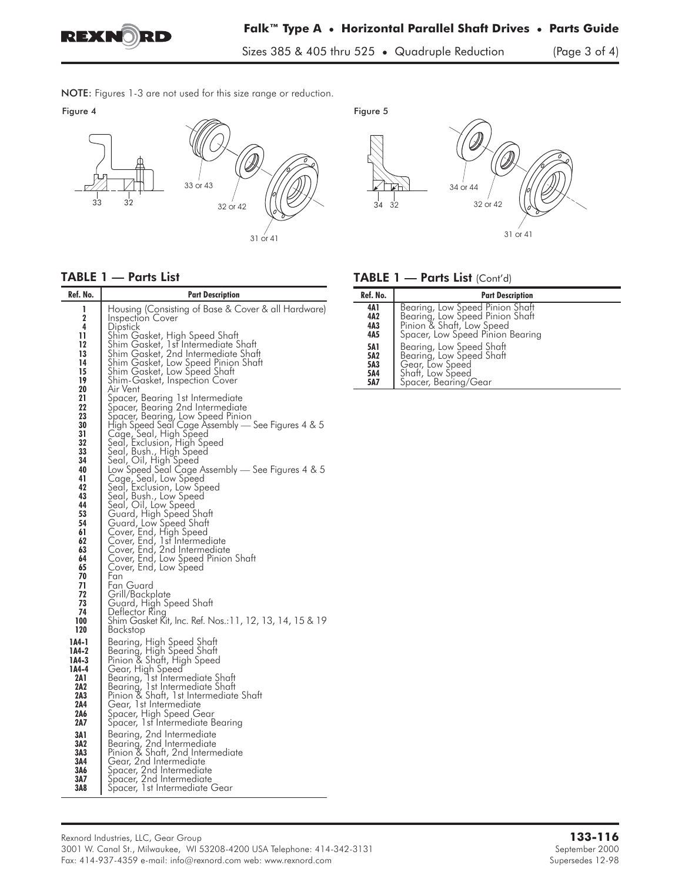NOTE: Figures 1-3 are not used for this size range or reduction.

Figure 4

33 32

33 or 43

32 or 42

31 or 41

Figure 5

34 32

34 or 44

32 or 42

31 or 41

## TABLE 1 — Parts List

| Ref. No. | Part Description |
|---|---|
| 1 | Housing (Consisting of Base & Cover & all Hardware) |
| 2 | Inspection Cover |
| 4 | Dipstick |
| 11 | Shim Gasket, High Speed Shaft |
| 12 | Shim Gasket, 1st Intermediate Shaft |
| 13 | Shim Gasket, 2nd Intermediate Shaft |
| 14 | Shim Gasket, Low Speed Pinion Shaft |
| 15 | Shim Gasket, Low Speed Shaft |
| 19 | Shim-Gasket, Inspection Cover |
| 20 | Air Vent |
| 21 | Spacer, Bearing 1st Intermediate |
| 22 | Spacer, Bearing 2nd Intermediate |
| 23 | Spacer, Bearing, Low Speed Pinion |
| 30 | High Speed Seal Cage Assembly — See Figures 4 & 5 |
| 31 | Cage, Seal, High Speed |
| 32 | Seal, Exclusion, High Speed |
| 33 | Seal, Bush., High Speed |
| 34 | Seal, Oil, High Speed |
| 40 | Low Speed Seal Cage Assembly — See Figures 4 & 5 |
| 41 | Cage, Seal, Low Speed |
| 42 | Seal, Exclusion, Low Speed |
| 43 | Seal, Bush., Low Speed |
| 44 | Seal, Oil, Low Speed |
| 53 | Guard, High Speed Shaft |
| 54 | Guard, Low Speed Shaft |
| 61 | Cover, End, High Speed |
| 62 | Cover, End, 1st Intermediate |
| 63 | Cover, End, 2nd Intermediate |
| 64 | Cover, End, Low Speed Pinion Shaft |
| 65 | Cover, End, Low Speed |
| 70 | Fan |
| 71 | Fan Guard |
| 72 | Grill/Backplate |
| 73 | Guard, High Speed Shaft |
| 74 | Deflector Ring |
| 100 | Shim Gasket Kit, Inc. Ref. Nos.:11, 12, 13, 14, 15 & 19 |
| 120 | Backstop |
| 1A4-1 | Bearing, High Speed Shaft |
| 1A4-2 | Bearing, High Speed Shaft |
| 1A4-3 | Pinion & Shaft, High Speed |
| 1A4-4 | Gear, High Speed |
| 2A1 | Bearing, 1st Intermediate Shaft |
| 2A2 | Bearing, 1st Intermediate Shaft |
| 2A3 | Pinion & Shaft, 1st Intermediate Shaft |
| 2A4 | Gear, 1st Intermediate |
| 2A6 | Spacer, High Speed Gear |
| 2A7 | Spacer, 1st Intermediate Bearing |
| 3A1 | Bearing, 2nd Intermediate |
| 3A2 | Bearing, 2nd Intermediate |
| 3A3 | Pinion & Shaft, 2nd Intermediate |
| 3A4 | Gear, 2nd Intermediate |
| 3A6 | Spacer, 2nd Intermediate |
| 3A7 | Spacer, 2nd Intermediate |
| 3A8 | Spacer, 1st Intermediate Gear |
| 4A1 | Bearing, Low Speed Pinion Shaft |
| 4A2 | Bearing, Low Speed Pinion Shaft |
| 4A3 | Pinion & Shaft, Low Speed |
| 4A5 | Spacer, Low Speed Pinion Bearing |
| 5A1 | Bearing, Low Speed Shaft |
| 5A2 | Bearing, Low Speed Shaft |
| 5A3 | Gear, Low Speed |
| 5A4 | Shaft, Low Speed |
| 5A7 | Spacer, Bearing/Gear |

Rexnord Industries, LLC, Gear Group
3001 W. Canal St., Milwaukee, WI 53208-4200 USA Telephone: 414-342-3131
Fax: 414-937-4359 e-mail: info@rexnord.com web: www.rexnord.com

**133-116**
September 2000
Supersedes 12-98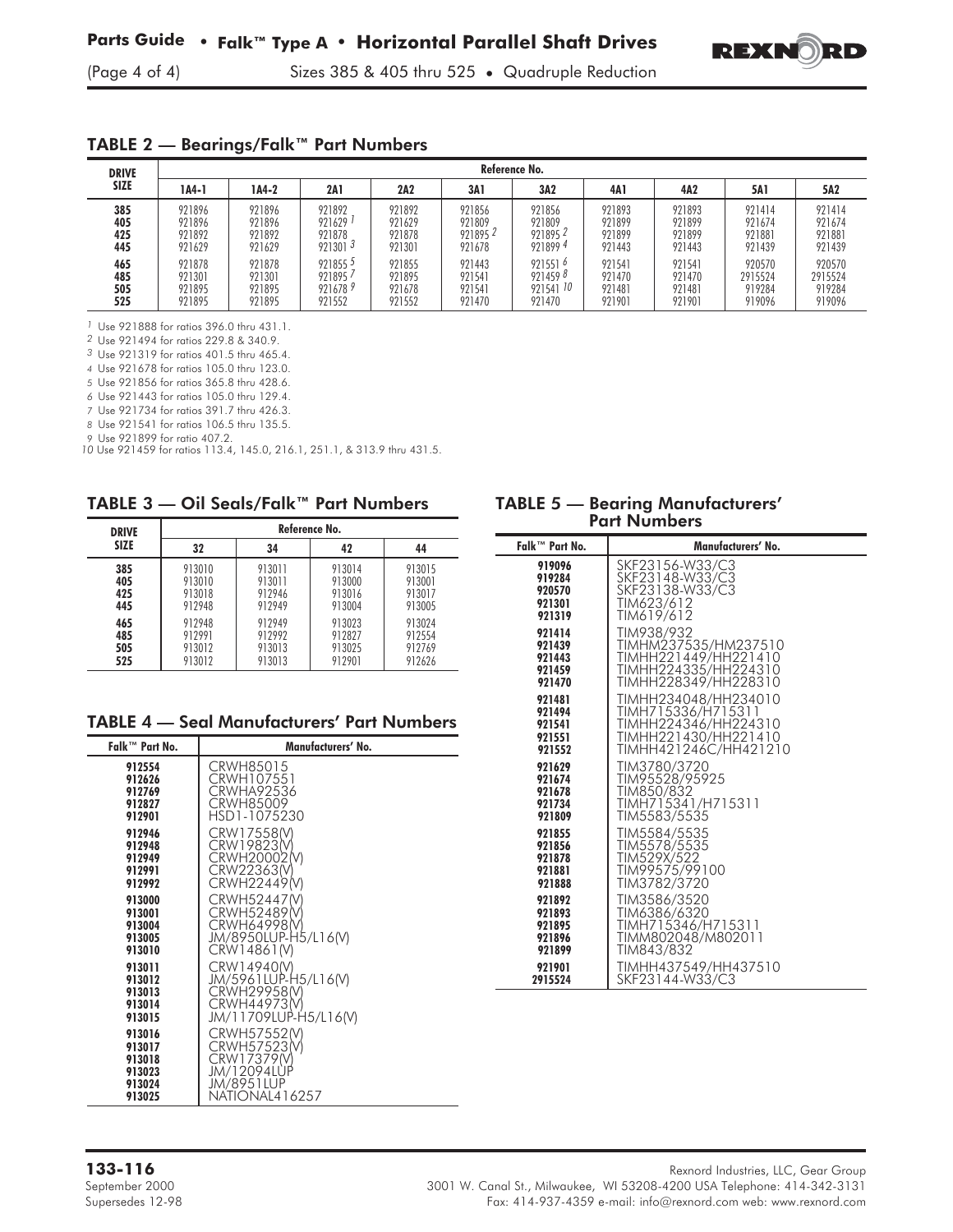## TABLE 2 — Bearings/Falk™ Part Numbers

| DRIVE SIZE | Reference No. | | | | | | | | | |
|---|---|---|---|---|---|---|---|---|---|---|
| | 1A4-1 | 1A4-2 | 2A1 | 2A2 | 3A1 | 3A2 | 4A1 | 4A2 | 5A1 | 5A2 |
| 385 | 921896 | 921896 | 921892 | 921892 | 921856 | 921856 | 921893 | 921893 | 921414 | 921414 |
| 405 | 921896 | 921896 | 921629 [1] | 921629 | 921809 | 921809 | 921899 | 921899 | 921674 | 921674 |
| 425 | 921892 | 921892 | 921878 | 921878 | 921895 [2] | 921895 [2] | 921899 | 921899 | 921881 | 921881 |
| 445 | 921629 | 921629 | 921301 [3] | 921301 | 921678 | 921899 [4] | 921443 | 921443 | 921439 | 921439 |
| 465 | 921878 | 921878 | 921855 [5] | 921855 | 921443 | 921551 [6] | 921541 | 921541 | 920570 | 920570 |
| 485 | 921301 | 921301 | 921895 [7] | 921895 | 921541 | 921459 [8] | 921470 | 921470 | 2915524 | 2915524 |
| 505 | 921895 | 921895 | 921678 [9] | 921678 | 921541 | 921541 [10] | 921481 | 921481 | 919284 | 919284 |
| 525 | 921895 | 921895 | 921552 | 921552 | 921470 | 921470 | 921901 | 921901 | 919096 | 919096 |

1 Use 921888 for ratios 396.0 thru 431.1.
2 Use 921494 for ratios 229.8 & 340.9.
3 Use 921319 for ratios 401.5 thru 465.4.
4 Use 921678 for ratios 105.0 thru 123.0.
5 Use 921856 for ratios 365.8 thru 428.6.
6 Use 921443 for ratios 105.0 thru 129.4.
7 Use 921734 for ratios 391.7 thru 426.3.
8 Use 921541 for ratios 106.5 thru 135.5.
9 Use 921899 for ratio 407.2.
10 Use 921459 for ratios 113.4, 145.0, 216.1, 251.1, & 313.9 thru 431.5.

## TABLE 3 — Oil Seals/Falk™ Part Numbers

| DRIVE SIZE | Reference No. | | | |
|---|---|---|---|---|
| | 32 | 34 | 42 | 44 |
| 385 | 913010 | 913011 | 913014 | 913015 |
| 405 | 913010 | 913011 | 913000 | 913001 |
| 425 | 913018 | 912946 | 913016 | 913017 |
| 445 | 912948 | 912949 | 913004 | 913005 |
| 465 | 912948 | 912949 | 913023 | 913024 |
| 485 | 912991 | 912992 | 912827 | 912554 |
| 505 | 913012 | 913013 | 913025 | 912769 |
| 525 | 913012 | 913013 | 912901 | 912626 |

## TABLE 4 — Seal Manufacturers' Part Numbers

| Falk™ Part No. | Manufacturers' No. |
|---|---|
| 912554 | CRWH85015 |
| 912626 | CRWH107551 |
| 912769 | CRWHA92536 |
| 912827 | CRWH85009 |
| 912901 | HSD1-1075230 |
| 912946 | CRW17558(V) |
| 912948 | CRW19823(V) |
| 912949 | CRWH20002(V) |
| 912991 | CRW22363(V) |
| 912992 | CRWH22449(V) |
| 913000 | CRWH52447(V) |
| 913001 | CRWH52489(V) |
| 913004 | CRWH64998(V) |
| 913005 | JM/8950LUP-H5/L16(V) |
| 913010 | CRW14861(V) |
| 913011 | CRW14940(V) |
| 913012 | JM/5961LUP-H5/L16(V) |
| 913013 | CRWH29958(V) |
| 913014 | CRWH44973(V) |
| 913015 | JM/11709LUP-H5/L16(V) |
| 913016 | CRWH57552(V) |
| 913017 | CRWH57523(V) |
| 913018 | CRW17379(V) |
| 913023 | JM/12094LUP |
| 913024 | JM/8951LUP |
| 913025 | NATIONAL416257 |

## TABLE 5 — Bearing Manufacturers' Part Numbers

| Falk™ Part No. | Manufacturers' No. |
|---|---|
| 919096 | SKF23156-W33/C3 |
| 919284 | SKF23148-W33/C3 |
| 920570 | SKF23138-W33/C3 |
| 921301 | TIM623/612 |
| 921319 | TIM619/612 |
| 921414 | TIM938/932 |
| 921439 | TIMHM237535/HM237510 |
| 921443 | TIMHH221449/HH221410 |
| 921459 | TIMHH224335/HH224310 |
| 921470 | TIMHH228349/HH228310 |
| 921481 | TIMHH234048/HH234010 |
| 921494 | TIMH715336/H715311 |
| 921541 | TIMHH224346/HH224310 |
| 921551 | TIMHH221430/HH221410 |
| 921552 | TIMHH421246C/HH421210 |
| 921629 | TIM3780/3720 |
| 921674 | TIM95528/95925 |
| 921678 | TIM850/832 |
| 921734 | TIMH715341/H715311 |
| 921809 | TIM5583/5535 |
| 921855 | TIM5584/5535 |
| 921856 | TIM5578/5535 |
| 921878 | TIM529X/522 |
| 921881 | TIM99575/99100 |
| 921888 | TIM3782/3720 |
| 921892 | TIM3586/3520 |
| 921893 | TIM6386/6320 |
| 921895 | TIMH715346/H715311 |
| 921896 | TIMM802048/M802011 |
| 921899 | TIM843/832 |
| 921901 | TIMHH437549/HH437510 |
| 2915524 | SKF23144-W33/C3 |

**133-116**
September 2000
Supersedes 12-98

Rexnord Industries, LLC, Gear Group
3001 W. Canal St., Milwaukee, WI 53208-4200 USA Telephone: 414-342-3131
Fax: 414-937-4359 e-mail: info@rexnord.com web: www.rexnord.com